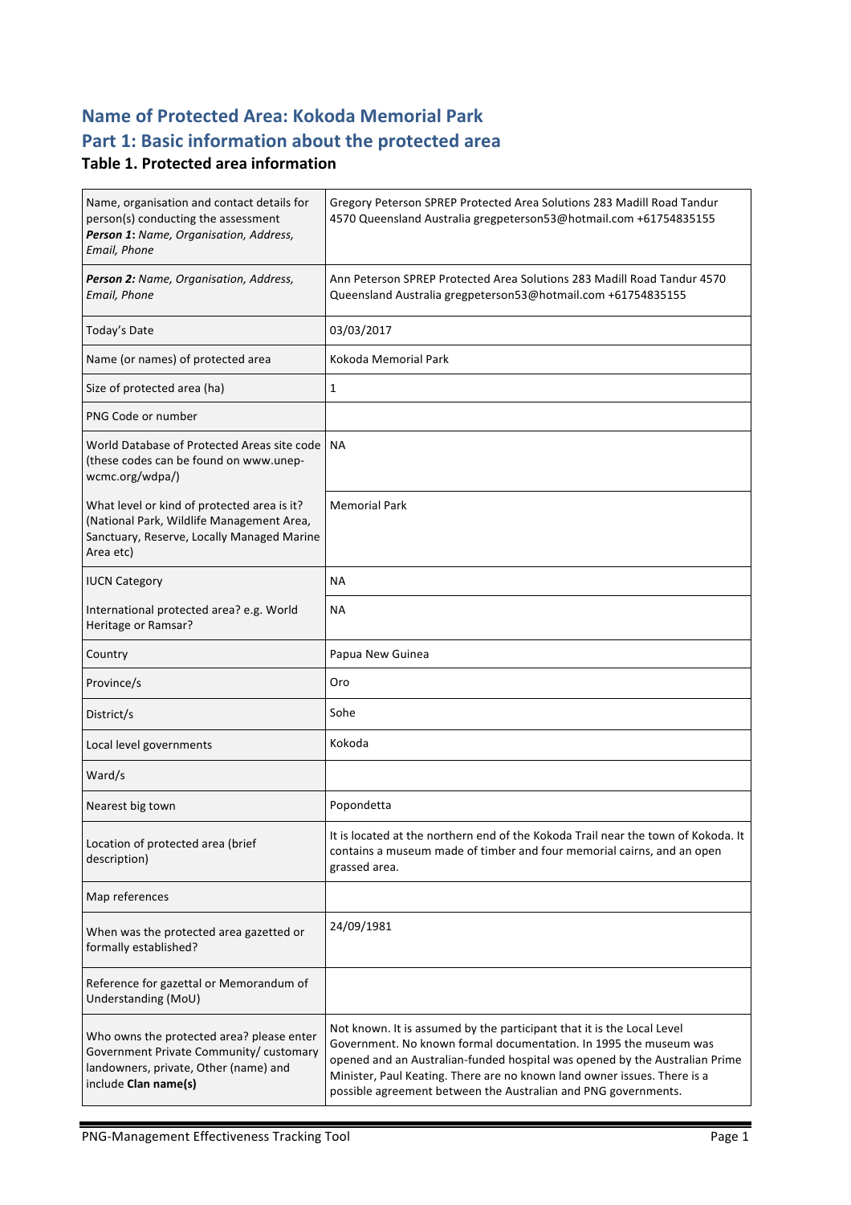# Name of Protected Area: Kokoda Memorial Park

## Part 1: Basic information about the protected area

### Table 1. Protected area information

| | |
|---|---|
| Name, organisation and contact details for person(s) conducting the assessment<br>***Person 1**: Name, Organisation, Address, Email, Phone* | Gregory Peterson SPREP Protected Area Solutions 283 Madill Road Tandur 4570 Queensland Australia gregpeterson53@hotmail.com +61754835155 |
| ***Person 2:** Name, Organisation, Address, Email, Phone* | Ann Peterson SPREP Protected Area Solutions 283 Madill Road Tandur 4570 Queensland Australia gregpeterson53@hotmail.com +61754835155 |
| Today's Date | 03/03/2017 |
| Name (or names) of protected area | Kokoda Memorial Park |
| Size of protected area (ha) | 1 |
| PNG Code or number | |
| World Database of Protected Areas site code (these codes can be found on www.unep-wcmc.org/wdpa/) | NA |
| What level or kind of protected area is it? (National Park, Wildlife Management Area, Sanctuary, Reserve, Locally Managed Marine Area etc) | Memorial Park |
| IUCN Category | NA |
| International protected area? e.g. World Heritage or Ramsar? | NA |
| Country | Papua New Guinea |
| Province/s | Oro |
| District/s | Sohe |
| Local level governments | Kokoda |
| Ward/s | |
| Nearest big town | Popondetta |
| Location of protected area (brief description) | It is located at the northern end of the Kokoda Trail near the town of Kokoda. It contains a museum made of timber and four memorial cairns, and an open grassed area. |
| Map references | |
| When was the protected area gazetted or formally established? | 24/09/1981 |
| Reference for gazettal or Memorandum of Understanding (MoU) | |
| Who owns the protected area? please enter Government Private Community/ customary landowners, private, Other (name) and include **Clan name(s)** | Not known. It is assumed by the participant that it is the Local Level Government. No known formal documentation. In 1995 the museum was opened and an Australian-funded hospital was opened by the Australian Prime Minister, Paul Keating. There are no known land owner issues. There is a possible agreement between the Australian and PNG governments. |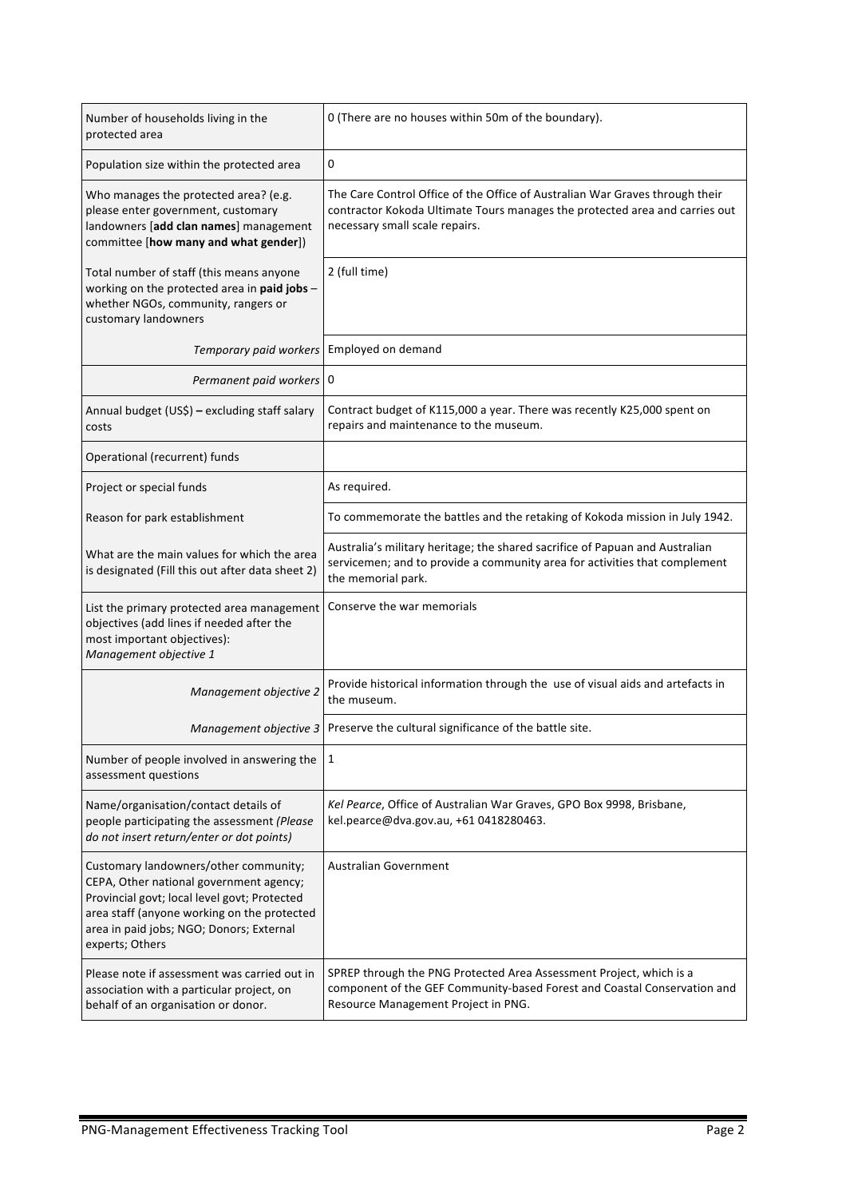| | |
|---|---|
| Number of households living in the protected area | 0 (There are no houses within 50m of the boundary). |
| Population size within the protected area | 0 |
| Who manages the protected area? (e.g. please enter government, customary landowners [**add clan names**] management committee [**how many and what gender**]) | The Care Control Office of the Office of Australian War Graves through their contractor Kokoda Ultimate Tours manages the protected area and carries out necessary small scale repairs. |
| Total number of staff (this means anyone working on the protected area in **paid jobs** – whether NGOs, community, rangers or customary landowners | 2 (full time) |
| *Temporary paid workers* | Employed on demand |
| *Permanent paid workers* | 0 |
| Annual budget (US$) **–** excluding staff salary costs | Contract budget of K115,000 a year. There was recently K25,000 spent on repairs and maintenance to the museum. |
| Operational (recurrent) funds | |
| Project or special funds | As required. |
| Reason for park establishment | To commemorate the battles and the retaking of Kokoda mission in July 1942. |
| What are the main values for which the area is designated (Fill this out after data sheet 2) | Australia's military heritage; the shared sacrifice of Papuan and Australian servicemen; and to provide a community area for activities that complement the memorial park. |
| List the primary protected area management objectives (add lines if needed after the most important objectives): *Management objective 1* | Conserve the war memorials |
| *Management objective 2* | Provide historical information through the use of visual aids and artefacts in the museum. |
| *Management objective 3* | Preserve the cultural significance of the battle site. |
| Number of people involved in answering the assessment questions | 1 |
| Name/organisation/contact details of people participating the assessment *(Please do not insert return/enter or dot points)* | *Kel Pearce*, Office of Australian War Graves, GPO Box 9998, Brisbane, kel.pearce@dva.gov.au, +61 0418280463. |
| Customary landowners/other community; CEPA, Other national government agency; Provincial govt; local level govt; Protected area staff (anyone working on the protected area in paid jobs; NGO; Donors; External experts; Others | Australian Government |
| Please note if assessment was carried out in association with a particular project, on behalf of an organisation or donor. | SPREP through the PNG Protected Area Assessment Project, which is a component of the GEF Community-based Forest and Coastal Conservation and Resource Management Project in PNG. |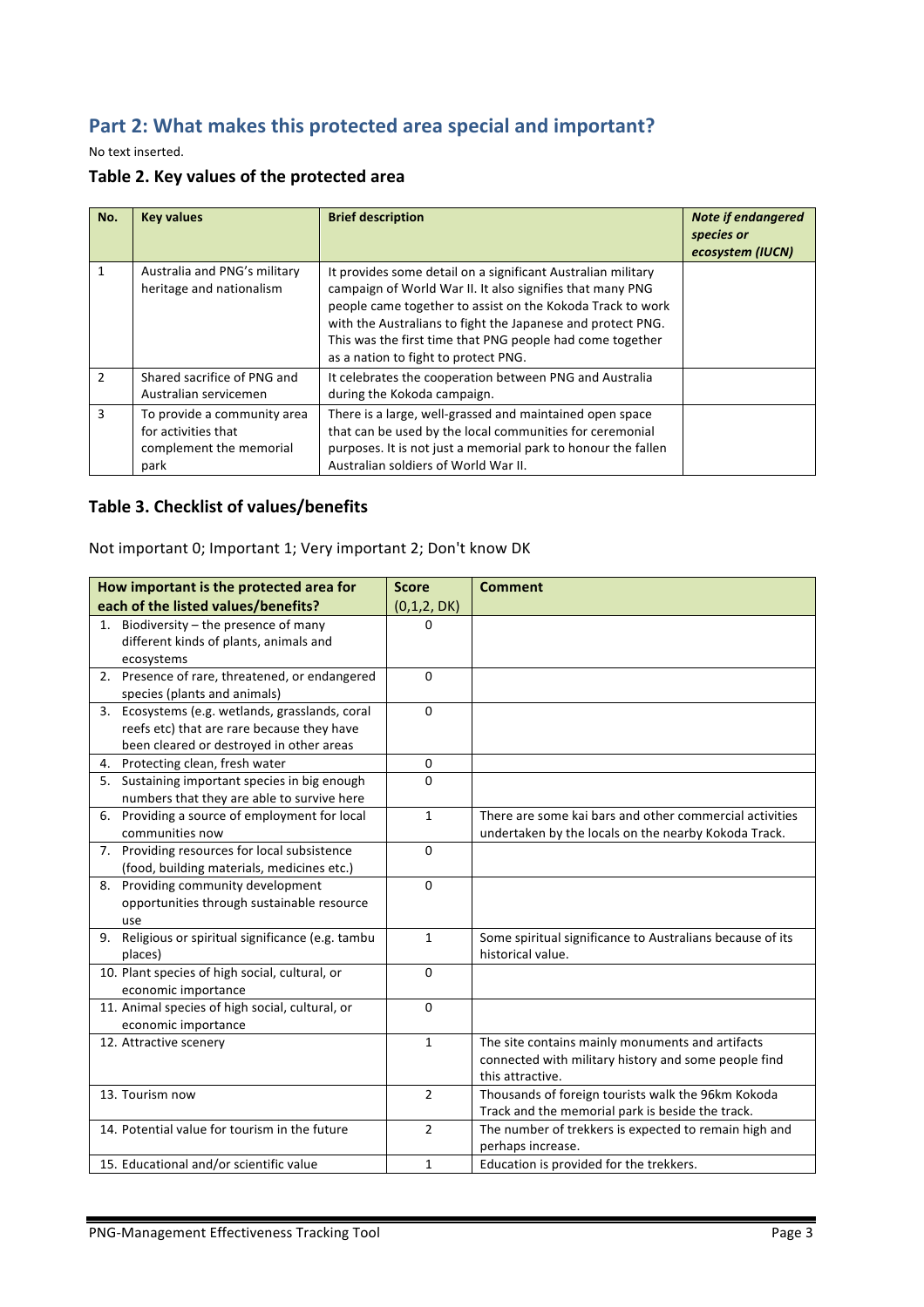## Part 2: What makes this protected area special and important?

No text inserted.

### Table 2. Key values of the protected area

| No. | Key values | Brief description | *Note if endangered species or ecosystem (IUCN)* |
|---|---|---|---|
| 1 | Australia and PNG's military heritage and nationalism | It provides some detail on a significant Australian military campaign of World War II. It also signifies that many PNG people came together to assist on the Kokoda Track to work with the Australians to fight the Japanese and protect PNG. This was the first time that PNG people had come together as a nation to fight to protect PNG. | |
| 2 | Shared sacrifice of PNG and Australian servicemen | It celebrates the cooperation between PNG and Australia during the Kokoda campaign. | |
| 3 | To provide a community area for activities that complement the memorial park | There is a large, well-grassed and maintained open space that can be used by the local communities for ceremonial purposes. It is not just a memorial park to honour the fallen Australian soldiers of World War II. | |

### Table 3. Checklist of values/benefits

Not important 0; Important 1; Very important 2; Don't know DK

| How important is the protected area for each of the listed values/benefits? | Score (0,1,2, DK) | Comment |
|---|---|---|
| 1. Biodiversity – the presence of many different kinds of plants, animals and ecosystems | 0 | |
| 2. Presence of rare, threatened, or endangered species (plants and animals) | 0 | |
| 3. Ecosystems (e.g. wetlands, grasslands, coral reefs etc) that are rare because they have been cleared or destroyed in other areas | 0 | |
| 4. Protecting clean, fresh water | 0 | |
| 5. Sustaining important species in big enough numbers that they are able to survive here | 0 | |
| 6. Providing a source of employment for local communities now | 1 | There are some kai bars and other commercial activities undertaken by the locals on the nearby Kokoda Track. |
| 7. Providing resources for local subsistence (food, building materials, medicines etc.) | 0 | |
| 8. Providing community development opportunities through sustainable resource use | 0 | |
| 9. Religious or spiritual significance (e.g. tambu places) | 1 | Some spiritual significance to Australians because of its historical value. |
| 10. Plant species of high social, cultural, or economic importance | 0 | |
| 11. Animal species of high social, cultural, or economic importance | 0 | |
| 12. Attractive scenery | 1 | The site contains mainly monuments and artifacts connected with military history and some people find this attractive. |
| 13. Tourism now | 2 | Thousands of foreign tourists walk the 96km Kokoda Track and the memorial park is beside the track. |
| 14. Potential value for tourism in the future | 2 | The number of trekkers is expected to remain high and perhaps increase. |
| 15. Educational and/or scientific value | 1 | Education is provided for the trekkers. |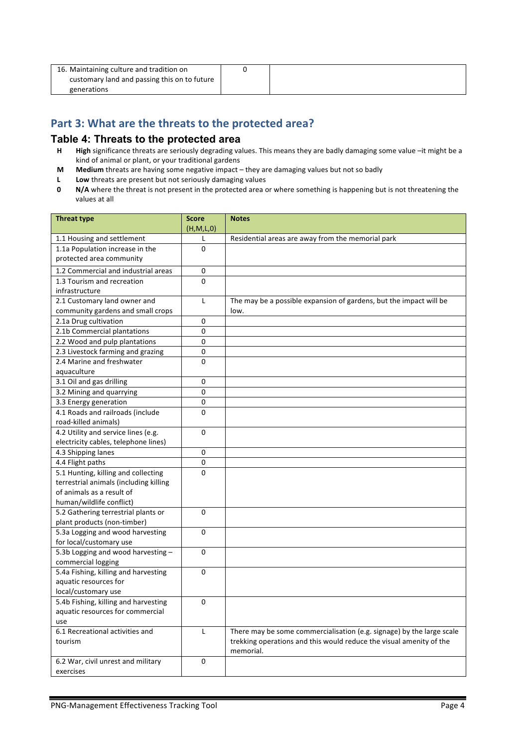| 16. Maintaining culture and tradition on customary land and passing this on to future generations | 0 | |
|---|---|---|

## Part 3: What are the threats to the protected area?

### Table 4: Threats to the protected area

**H** **High** significance threats are seriously degrading values. This means they are badly damaging some value –it might be a kind of animal or plant, or your traditional gardens

**M** **Medium** threats are having some negative impact – they are damaging values but not so badly

**L** **Low** threats are present but not seriously damaging values

**0** **N/A** where the threat is not present in the protected area or where something is happening but is not threatening the values at all

| Threat type | Score (H,M,L,0) | Notes |
|---|---|---|
| 1.1 Housing and settlement | L | Residential areas are away from the memorial park |
| 1.1a Population increase in the protected area community | 0 | |
| 1.2 Commercial and industrial areas | 0 | |
| 1.3 Tourism and recreation infrastructure | 0 | |
| 2.1 Customary land owner and community gardens and small crops | L | The may be a possible expansion of gardens, but the impact will be low. |
| 2.1a Drug cultivation | 0 | |
| 2.1b Commercial plantations | 0 | |
| 2.2 Wood and pulp plantations | 0 | |
| 2.3 Livestock farming and grazing | 0 | |
| 2.4 Marine and freshwater aquaculture | 0 | |
| 3.1 Oil and gas drilling | 0 | |
| 3.2 Mining and quarrying | 0 | |
| 3.3 Energy generation | 0 | |
| 4.1 Roads and railroads (include road-killed animals) | 0 | |
| 4.2 Utility and service lines (e.g. electricity cables, telephone lines) | 0 | |
| 4.3 Shipping lanes | 0 | |
| 4.4 Flight paths | 0 | |
| 5.1 Hunting, killing and collecting terrestrial animals (including killing of animals as a result of human/wildlife conflict) | 0 | |
| 5.2 Gathering terrestrial plants or plant products (non-timber) | 0 | |
| 5.3a Logging and wood harvesting for local/customary use | 0 | |
| 5.3b Logging and wood harvesting – commercial logging | 0 | |
| 5.4a Fishing, killing and harvesting aquatic resources for local/customary use | 0 | |
| 5.4b Fishing, killing and harvesting aquatic resources for commercial use | 0 | |
| 6.1 Recreational activities and tourism | L | There may be some commercialisation (e.g. signage) by the large scale trekking operations and this would reduce the visual amenity of the memorial. |
| 6.2 War, civil unrest and military exercises | 0 | |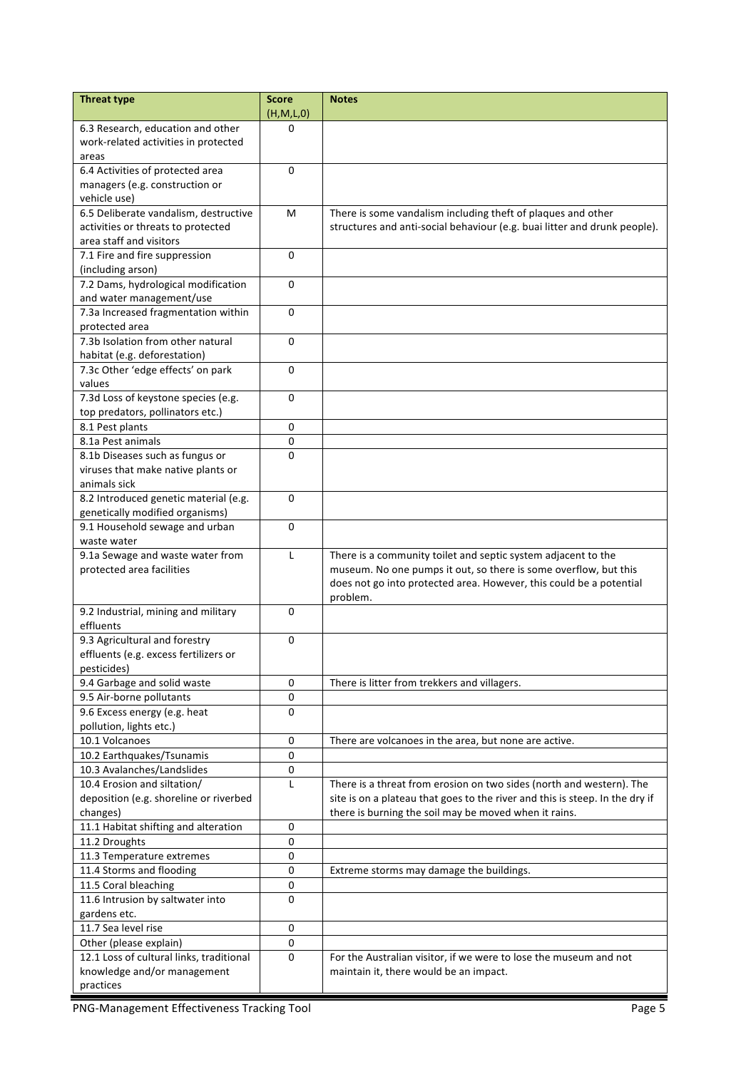| Threat type | Score (H,M,L,0) | Notes |
| --- | --- | --- |
| 6.3 Research, education and other work-related activities in protected areas | 0 | |
| 6.4 Activities of protected area managers (e.g. construction or vehicle use) | 0 | |
| 6.5 Deliberate vandalism, destructive activities or threats to protected area staff and visitors | M | There is some vandalism including theft of plaques and other structures and anti-social behaviour (e.g. buai litter and drunk people). |
| 7.1 Fire and fire suppression (including arson) | 0 | |
| 7.2 Dams, hydrological modification and water management/use | 0 | |
| 7.3a Increased fragmentation within protected area | 0 | |
| 7.3b Isolation from other natural habitat (e.g. deforestation) | 0 | |
| 7.3c Other 'edge effects' on park values | 0 | |
| 7.3d Loss of keystone species (e.g. top predators, pollinators etc.) | 0 | |
| 8.1 Pest plants | 0 | |
| 8.1a Pest animals | 0 | |
| 8.1b Diseases such as fungus or viruses that make native plants or animals sick | 0 | |
| 8.2 Introduced genetic material (e.g. genetically modified organisms) | 0 | |
| 9.1 Household sewage and urban waste water | 0 | |
| 9.1a Sewage and waste water from protected area facilities | L | There is a community toilet and septic system adjacent to the museum. No one pumps it out, so there is some overflow, but this does not go into protected area. However, this could be a potential problem. |
| 9.2 Industrial, mining and military effluents | 0 | |
| 9.3 Agricultural and forestry effluents (e.g. excess fertilizers or pesticides) | 0 | |
| 9.4 Garbage and solid waste | 0 | There is litter from trekkers and villagers. |
| 9.5 Air-borne pollutants | 0 | |
| 9.6 Excess energy (e.g. heat pollution, lights etc.) | 0 | |
| 10.1 Volcanoes | 0 | There are volcanoes in the area, but none are active. |
| 10.2 Earthquakes/Tsunamis | 0 | |
| 10.3 Avalanches/Landslides | 0 | |
| 10.4 Erosion and siltation/ deposition (e.g. shoreline or riverbed changes) | L | There is a threat from erosion on two sides (north and western). The site is on a plateau that goes to the river and this is steep. In the dry if there is burning the soil may be moved when it rains. |
| 11.1 Habitat shifting and alteration | 0 | |
| 11.2 Droughts | 0 | |
| 11.3 Temperature extremes | 0 | |
| 11.4 Storms and flooding | 0 | Extreme storms may damage the buildings. |
| 11.5 Coral bleaching | 0 | |
| 11.6 Intrusion by saltwater into gardens etc. | 0 | |
| 11.7 Sea level rise | 0 | |
| Other (please explain) | 0 | |
| 12.1 Loss of cultural links, traditional knowledge and/or management practices | 0 | For the Australian visitor, if we were to lose the museum and not maintain it, there would be an impact. |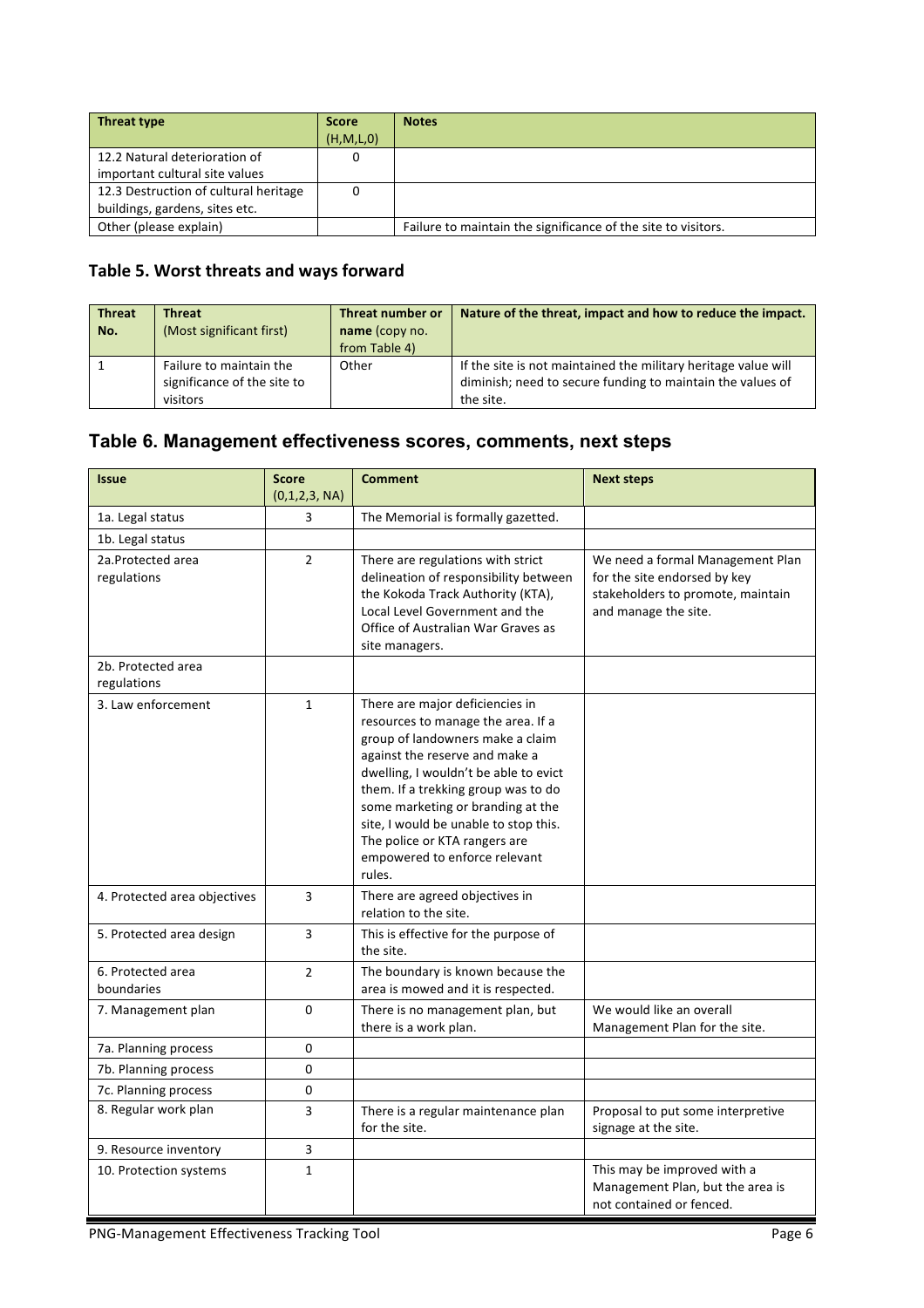| Threat type | Score (H,M,L,0) | Notes |
| --- | --- | --- |
| 12.2 Natural deterioration of important cultural site values | 0 | |
| 12.3 Destruction of cultural heritage buildings, gardens, sites etc. | 0 | |
| Other (please explain) | | Failure to maintain the significance of the site to visitors. |

## Table 5. Worst threats and ways forward

| Threat No. | Threat (Most significant first) | Threat number or name (copy no. from Table 4) | Nature of the threat, impact and how to reduce the impact. |
| --- | --- | --- | --- |
| 1 | Failure to maintain the significance of the site to visitors | Other | If the site is not maintained the military heritage value will diminish; need to secure funding to maintain the values of the site. |

## Table 6. Management effectiveness scores, comments, next steps

| Issue | Score (0,1,2,3, NA) | Comment | Next steps |
| --- | --- | --- | --- |
| 1a. Legal status | 3 | The Memorial is formally gazetted. | |
| 1b. Legal status | | | |
| 2a.Protected area regulations | 2 | There are regulations with strict delineation of responsibility between the Kokoda Track Authority (KTA), Local Level Government and the Office of Australian War Graves as site managers. | We need a formal Management Plan for the site endorsed by key stakeholders to promote, maintain and manage the site. |
| 2b. Protected area regulations | | | |
| 3. Law enforcement | 1 | There are major deficiencies in resources to manage the area. If a group of landowners make a claim against the reserve and make a dwelling, I wouldn't be able to evict them. If a trekking group was to do some marketing or branding at the site, I would be unable to stop this. The police or KTA rangers are empowered to enforce relevant rules. | |
| 4. Protected area objectives | 3 | There are agreed objectives in relation to the site. | |
| 5. Protected area design | 3 | This is effective for the purpose of the site. | |
| 6. Protected area boundaries | 2 | The boundary is known because the area is mowed and it is respected. | |
| 7. Management plan | 0 | There is no management plan, but there is a work plan. | We would like an overall Management Plan for the site. |
| 7a. Planning process | 0 | | |
| 7b. Planning process | 0 | | |
| 7c. Planning process | 0 | | |
| 8. Regular work plan | 3 | There is a regular maintenance plan for the site. | Proposal to put some interpretive signage at the site. |
| 9. Resource inventory | 3 | | |
| 10. Protection systems | 1 | | This may be improved with a Management Plan, but the area is not contained or fenced. |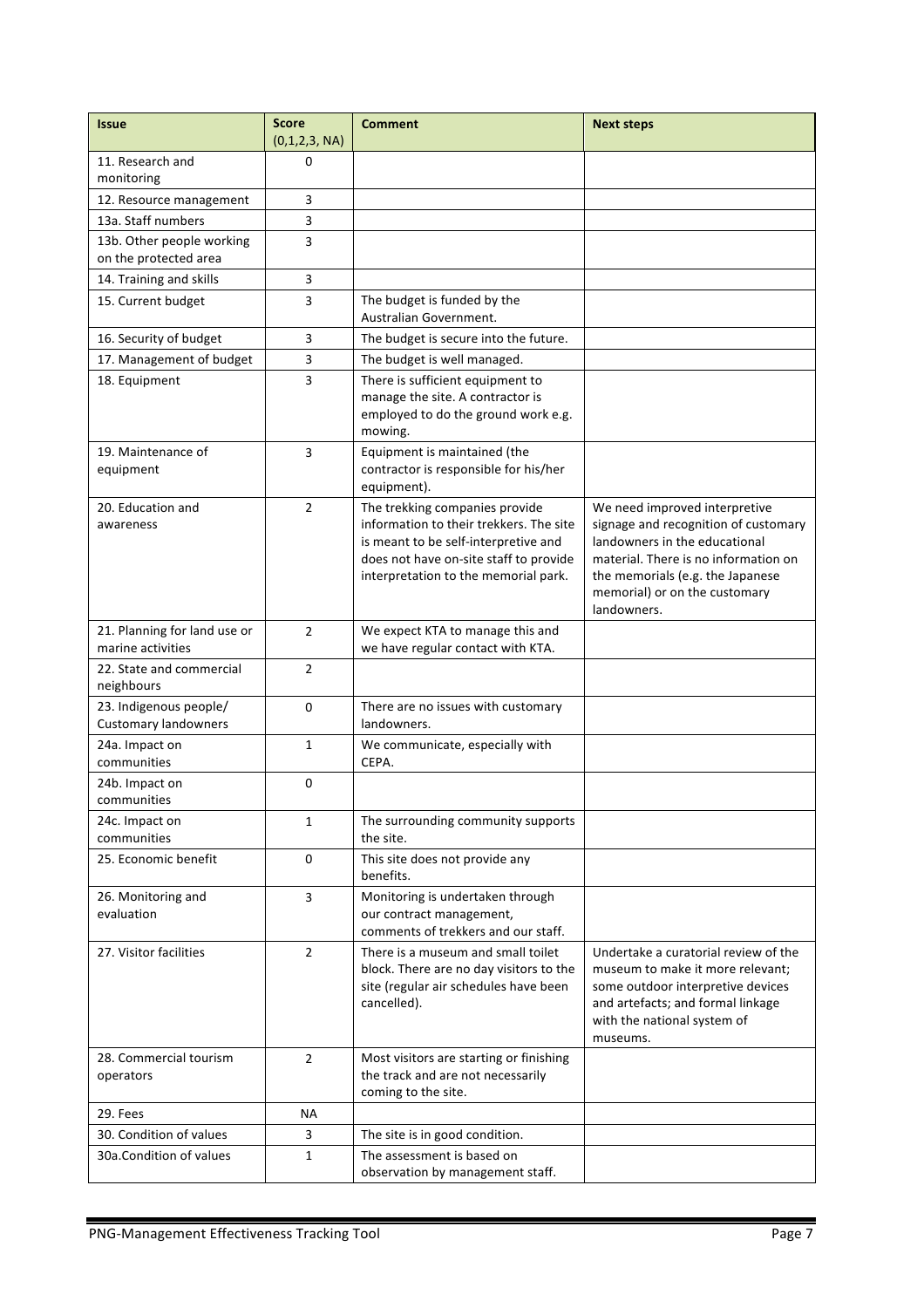| Issue | Score (0,1,2,3, NA) | Comment | Next steps |
|---|---|---|---|
| 11. Research and monitoring | 0 | | |
| 12. Resource management | 3 | | |
| 13a. Staff numbers | 3 | | |
| 13b. Other people working on the protected area | 3 | | |
| 14. Training and skills | 3 | | |
| 15. Current budget | 3 | The budget is funded by the Australian Government. | |
| 16. Security of budget | 3 | The budget is secure into the future. | |
| 17. Management of budget | 3 | The budget is well managed. | |
| 18. Equipment | 3 | There is sufficient equipment to manage the site. A contractor is employed to do the ground work e.g. mowing. | |
| 19. Maintenance of equipment | 3 | Equipment is maintained (the contractor is responsible for his/her equipment). | |
| 20. Education and awareness | 2 | The trekking companies provide information to their trekkers. The site is meant to be self-interpretive and does not have on-site staff to provide interpretation to the memorial park. | We need improved interpretive signage and recognition of customary landowners in the educational material. There is no information on the memorials (e.g. the Japanese memorial) or on the customary landowners. |
| 21. Planning for land use or marine activities | 2 | We expect KTA to manage this and we have regular contact with KTA. | |
| 22. State and commercial neighbours | 2 | | |
| 23. Indigenous people/ Customary landowners | 0 | There are no issues with customary landowners. | |
| 24a. Impact on communities | 1 | We communicate, especially with CEPA. | |
| 24b. Impact on communities | 0 | | |
| 24c. Impact on communities | 1 | The surrounding community supports the site. | |
| 25. Economic benefit | 0 | This site does not provide any benefits. | |
| 26. Monitoring and evaluation | 3 | Monitoring is undertaken through our contract management, comments of trekkers and our staff. | |
| 27. Visitor facilities | 2 | There is a museum and small toilet block. There are no day visitors to the site (regular air schedules have been cancelled). | Undertake a curatorial review of the museum to make it more relevant; some outdoor interpretive devices and artefacts; and formal linkage with the national system of museums. |
| 28. Commercial tourism operators | 2 | Most visitors are starting or finishing the track and are not necessarily coming to the site. | |
| 29. Fees | NA | | |
| 30. Condition of values | 3 | The site is in good condition. | |
| 30a.Condition of values | 1 | The assessment is based on observation by management staff. | |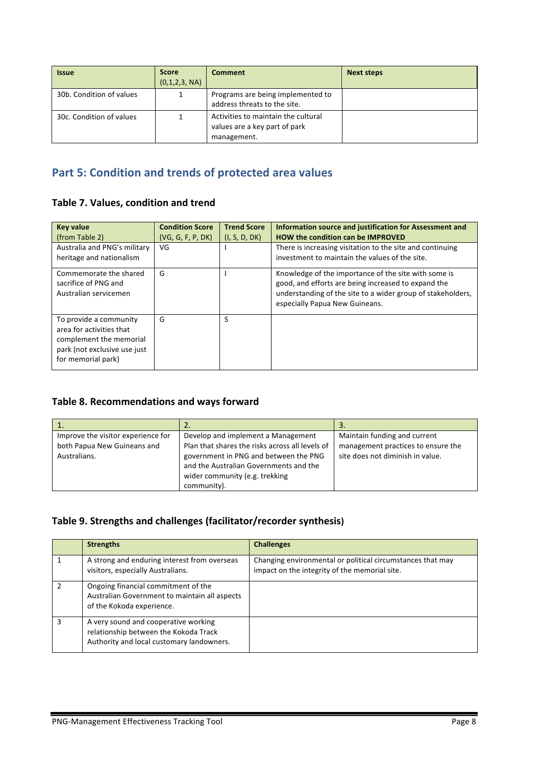| Issue | Score (0,1,2,3, NA) | Comment | Next steps |
|---|---|---|---|
| 30b. Condition of values | 1 | Programs are being implemented to address threats to the site. | |
| 30c. Condition of values | 1 | Activities to maintain the cultural values are a key part of park management. | |

## Part 5: Condition and trends of protected area values

### Table 7. Values, condition and trend

| Key value (from Table 2) | Condition Score (VG, G, F, P, DK) | Trend Score (I, S, D, DK) | Information source and justification for Assessment and HOW the condition can be IMPROVED |
|---|---|---|---|
| Australia and PNG's military heritage and nationalism | VG | I | There is increasing visitation to the site and continuing investment to maintain the values of the site. |
| Commemorate the shared sacrifice of PNG and Australian servicemen | G | I | Knowledge of the importance of the site with some is good, and efforts are being increased to expand the understanding of the site to a wider group of stakeholders, especially Papua New Guineans. |
| To provide a community area for activities that complement the memorial park (not exclusive use just for memorial park) | G | S | |

### Table 8. Recommendations and ways forward

| 1. | 2. | 3. |
|---|---|---|
| Improve the visitor experience for both Papua New Guineans and Australians. | Develop and implement a Management Plan that shares the risks across all levels of government in PNG and between the PNG and the Australian Governments and the wider community (e.g. trekking community). | Maintain funding and current management practices to ensure the site does not diminish in value. |

### Table 9. Strengths and challenges (facilitator/recorder synthesis)

| | Strengths | Challenges |
|---|---|---|
| 1 | A strong and enduring interest from overseas visitors, especially Australians. | Changing environmental or political circumstances that may impact on the integrity of the memorial site. |
| 2 | Ongoing financial commitment of the Australian Government to maintain all aspects of the Kokoda experience. | |
| 3 | A very sound and cooperative working relationship between the Kokoda Track Authority and local customary landowners. | |